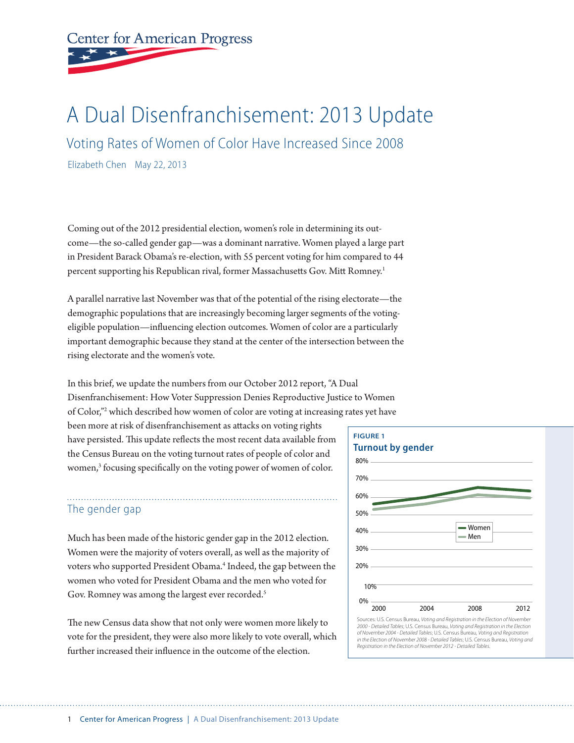# A Dual Disenfranchisement: 2013 Update

## Voting Rates of Women of Color Have Increased Since 2008

Elizabeth Chen May 22, 2013

Coming out of the 2012 presidential election, women's role in determining its outcome—the so-called gender gap—was a dominant narrative. Women played a large part in President Barack Obama's re-election, with 55 percent voting for him compared to 44 percent supporting his Republican rival, former Massachusetts Gov. Mitt Romney.[1]

A parallel narrative last November was that of the potential of the rising electorate—the demographic populations that are increasingly becoming larger segments of the voting-eligible population—influencing election outcomes. Women of color are a particularly important demographic because they stand at the center of the intersection between the rising electorate and the women's vote.

In this brief, we update the numbers from our October 2012 report, "A Dual Disenfranchisement: How Voter Suppression Denies Reproductive Justice to Women of Color,"[2] which described how women of color are voting at increasing rates yet have been more at risk of disenfranchisement as attacks on voting rights have persisted. This update reflects the most recent data available from the Census Bureau on the voting turnout rates of people of color and women,[3] focusing specifically on the voting power of women of color.

### The gender gap

Much has been made of the historic gender gap in the 2012 election. Women were the majority of voters overall, as well as the majority of voters who supported President Obama.[4] Indeed, the gap between the women who voted for President Obama and the men who voted for Gov. Romney was among the largest ever recorded.[5]

The new Census data show that not only were women more likely to vote for the president, they were also more likely to vote overall, which further increased their influence in the outcome of the election.

**FIGURE 1**

**Turnout by gender**

Sources: U.S. Census Bureau, *Voting and Registration in the Election of November 2000 - Detailed Tables*; U.S. Census Bureau, *Voting and Registration in the Election of November 2004 - Detailed Tables*; U.S. Census Bureau, *Voting and Registration in the Election of November 2008 - Detailed Tables*; U.S. Census Bureau, *Voting and Registration in the Election of November 2012 - Detailed Tables.*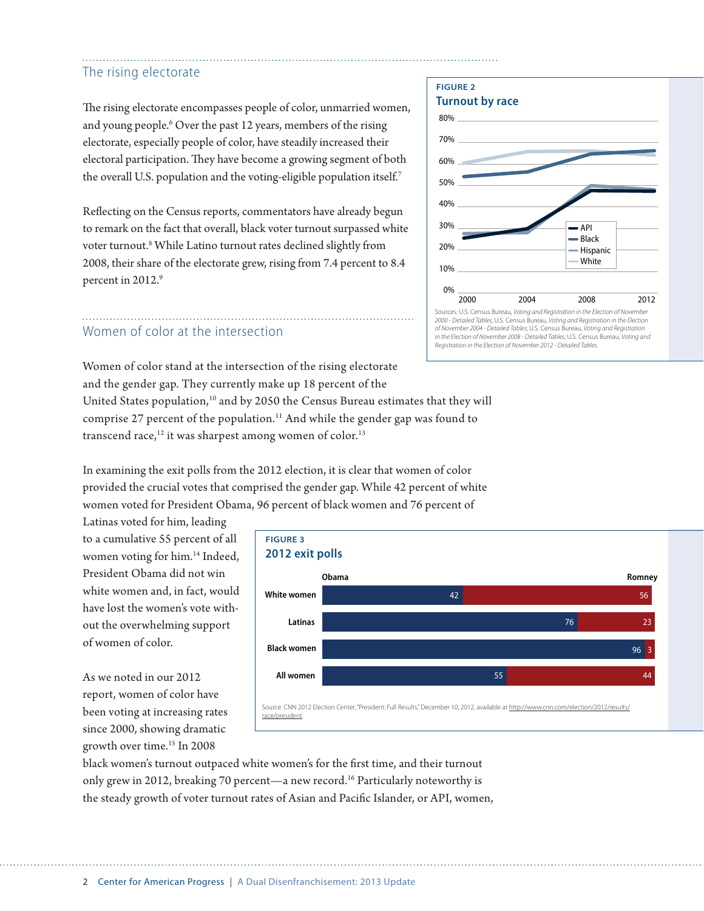## The rising electorate

The rising electorate encompasses people of color, unmarried women, and young people.[6] Over the past 12 years, members of the rising electorate, especially people of color, have steadily increased their electoral participation. They have become a growing segment of both the overall U.S. population and the voting-eligible population itself.[7]

Reflecting on the Census reports, commentators have already begun to remark on the fact that overall, black voter turnout surpassed white voter turnout.[8] While Latino turnout rates declined slightly from 2008, their share of the electorate grew, rising from 7.4 percent to 8.4 percent in 2012.[9]

**FIGURE 2**
**Turnout by race**

Sources: U.S. Census Bureau, *Voting and Registration in the Election of November 2000 - Detailed Tables*; U.S. Census Bureau, *Voting and Registration in the Election of November 2004 - Detailed Tables*; U.S. Census Bureau, *Voting and Registration in the Election of November 2008 - Detailed Tables*; U.S. Census Bureau, *Voting and Registration in the Election of November 2012 - Detailed Tables.*

## Women of color at the intersection

Women of color stand at the intersection of the rising electorate and the gender gap. They currently make up 18 percent of the United States population,[10] and by 2050 the Census Bureau estimates that they will comprise 27 percent of the population.[11] And while the gender gap was found to transcend race,[12] it was sharpest among women of color.[13]

In examining the exit polls from the 2012 election, it is clear that women of color provided the crucial votes that comprised the gender gap. While 42 percent of white women voted for President Obama, 96 percent of black women and 76 percent of Latinas voted for him, leading to a cumulative 55 percent of all women voting for him.[14] Indeed, President Obama did not win white women and, in fact, would have lost the women's vote without the overwhelming support of women of color.

**FIGURE 3**
**2012 exit polls**

| | Obama | Romney |
|---|---|---|
| White women | 42 | 56 |
| Latinas | 76 | 23 |
| Black women | 96 | 3 |
| All women | 55 | 44 |

Source: CNN 2012 Election Center, "President: Full Results," December 10, 2012, available at http://www.cnn.com/election/2012/results/race/president.

As we noted in our 2012 report, women of color have been voting at increasing rates since 2000, showing dramatic growth over time.[15] In 2008 black women's turnout outpaced white women's for the first time, and their turnout only grew in 2012, breaking 70 percent—a new record.[16] Particularly noteworthy is the steady growth of voter turnout rates of Asian and Pacific Islander, or API, women,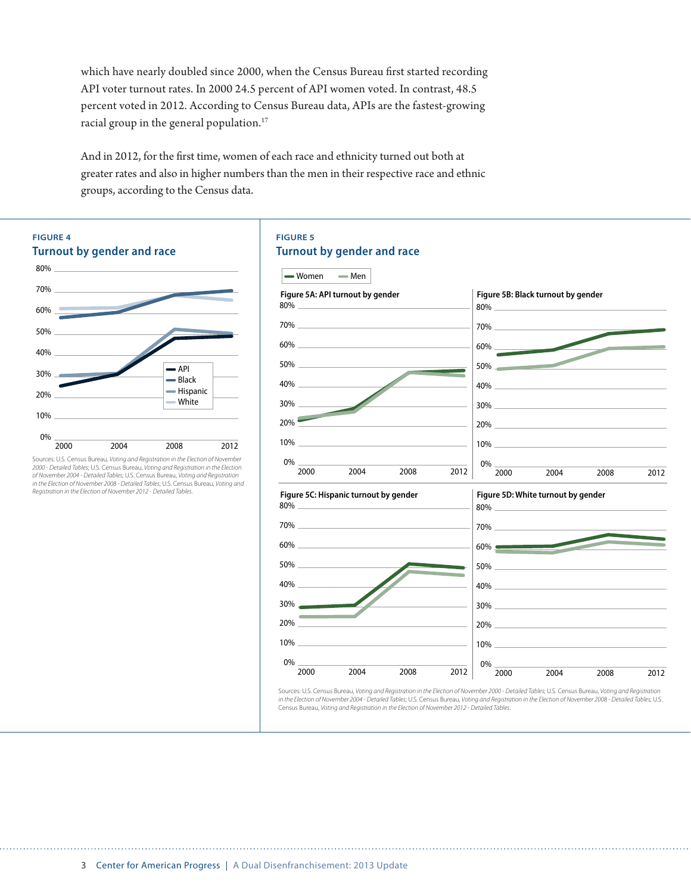which have nearly doubled since 2000, when the Census Bureau first started recording API voter turnout rates. In 2000 24.5 percent of API women voted. In contrast, 48.5 percent voted in 2012. According to Census Bureau data, APIs are the fastest-growing racial group in the general population.[17]

And in 2012, for the first time, women of each race and ethnicity turned out both at greater rates and also in higher numbers than the men in their respective race and ethnic groups, according to the Census data.

**FIGURE 4**

**Turnout by gender and race**

Sources: U.S. Census Bureau, *Voting and Registration in the Election of November 2000 - Detailed Tables*; U.S. Census Bureau, *Voting and Registration in the Election of November 2004 - Detailed Tables*; U.S. Census Bureau, *Voting and Registration in the Election of November 2008 - Detailed Tables*; U.S. Census Bureau, *Voting and Registration in the Election of November 2012 - Detailed Tables*.

**FIGURE 5**

**Turnout by gender and race**

Figure 5A: API turnout by gender

Figure 5B: Black turnout by gender

Figure 5C: Hispanic turnout by gender

Figure 5D: White turnout by gender

Sources: U.S. Census Bureau, *Voting and Registration in the Election of November 2000 - Detailed Tables*; U.S. Census Bureau, *Voting and Registration in the Election of November 2004 - Detailed Tables*; U.S. Census Bureau, *Voting and Registration in the Election of November 2008 - Detailed Tables*; U.S. Census Bureau, *Voting and Registration in the Election of November 2012 - Detailed Tables*.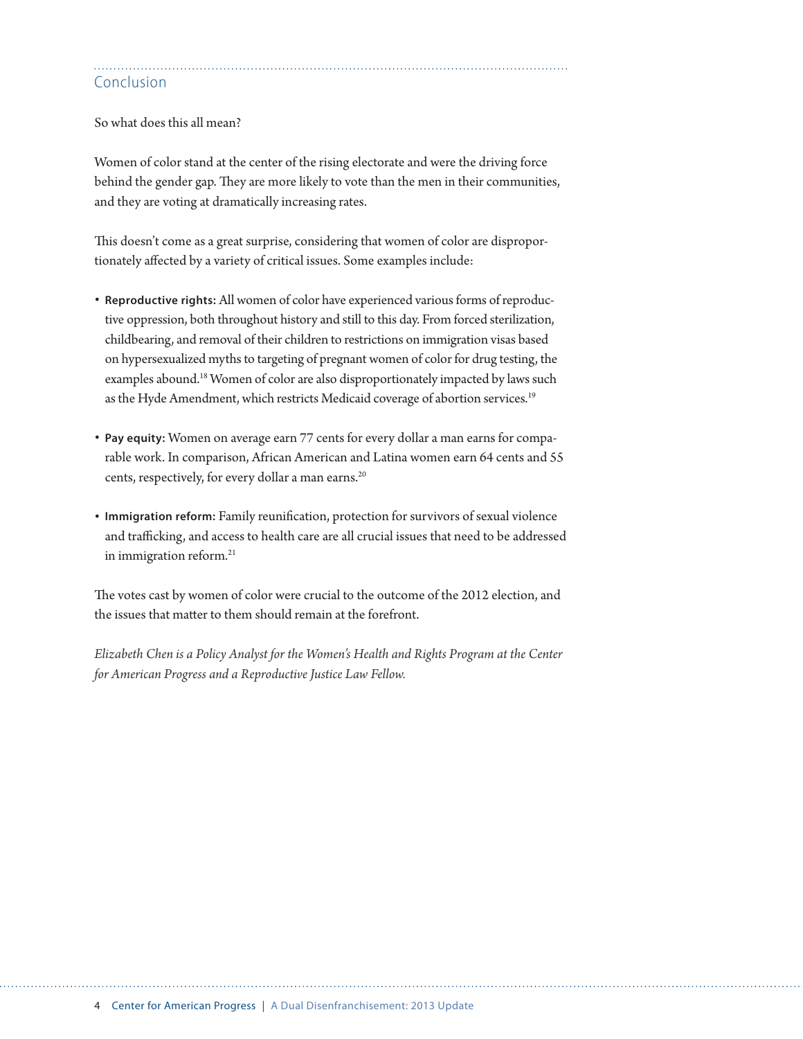## Conclusion

So what does this all mean?

Women of color stand at the center of the rising electorate and were the driving force behind the gender gap. They are more likely to vote than the men in their communities, and they are voting at dramatically increasing rates.

This doesn't come as a great surprise, considering that women of color are disproportionately affected by a variety of critical issues. Some examples include:

- **Reproductive rights:** All women of color have experienced various forms of reproductive oppression, both throughout history and still to this day. From forced sterilization, childbearing, and removal of their children to restrictions on immigration visas based on hypersexualized myths to targeting of pregnant women of color for drug testing, the examples abound.[18] Women of color are also disproportionately impacted by laws such as the Hyde Amendment, which restricts Medicaid coverage of abortion services.[19]

- **Pay equity:** Women on average earn 77 cents for every dollar a man earns for comparable work. In comparison, African American and Latina women earn 64 cents and 55 cents, respectively, for every dollar a man earns.[20]

- **Immigration reform:** Family reunification, protection for survivors of sexual violence and trafficking, and access to health care are all crucial issues that need to be addressed in immigration reform.[21]

The votes cast by women of color were crucial to the outcome of the 2012 election, and the issues that matter to them should remain at the forefront.

*Elizabeth Chen is a Policy Analyst for the Women's Health and Rights Program at the Center for American Progress and a Reproductive Justice Law Fellow.*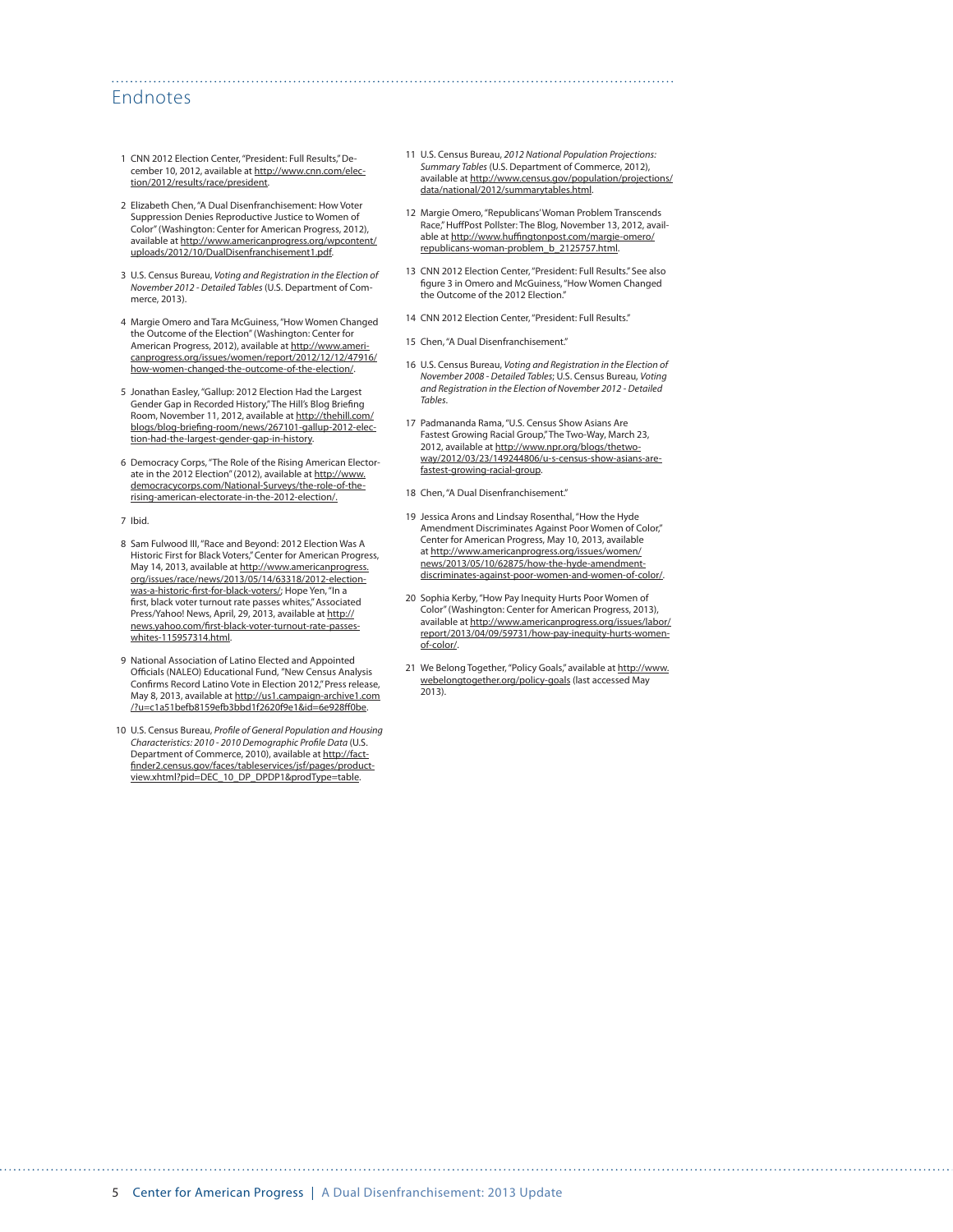## Endnotes

1. CNN 2012 Election Center, "President: Full Results," December 10, 2012, available at http://www.cnn.com/election/2012/results/race/president.

2. Elizabeth Chen, "A Dual Disenfranchisement: How Voter Suppression Denies Reproductive Justice to Women of Color" (Washington: Center for American Progress, 2012), available at http://www.americanprogress.org/wpcontent/uploads/2012/10/DualDisenfranchisement1.pdf.

3. U.S. Census Bureau, *Voting and Registration in the Election of November 2012 - Detailed Tables* (U.S. Department of Commerce, 2013).

4. Margie Omero and Tara McGuiness, "How Women Changed the Outcome of the Election" (Washington: Center for American Progress, 2012), available at http://www.americanprogress.org/issues/women/report/2012/12/12/47916/how-women-changed-the-outcome-of-the-election/.

5. Jonathan Easley, "Gallup: 2012 Election Had the Largest Gender Gap in Recorded History," The Hill's Blog Briefing Room, November 11, 2012, available at http://thehill.com/blogs/blog-briefing-room/news/267101-gallup-2012-election-had-the-largest-gender-gap-in-history.

6. Democracy Corps, "The Role of the Rising American Electorate in the 2012 Election" (2012), available at http://www.democracycorps.com/National-Surveys/the-role-of-the-rising-american-electorate-in-the-2012-election/.

7. Ibid.

8. Sam Fulwood III, "Race and Beyond: 2012 Election Was A Historic First for Black Voters," Center for American Progress, May 14, 2013, available at http://www.americanprogress.org/issues/race/news/2013/05/14/63318/2012-election-was-a-historic-first-for-black-voters/; Hope Yen, "In a first, black voter turnout rate passes whites," Associated Press/Yahoo! News, April, 29, 2013, available at http://news.yahoo.com/first-black-voter-turnout-rate-passes-whites-115957314.html.

9. National Association of Latino Elected and Appointed Officials (NALEO) Educational Fund, "New Census Analysis Confirms Record Latino Vote in Election 2012," Press release, May 8, 2013, available at http://us1.campaign-archive1.com/?u=c1a51befb8159efb3bbd1f2620f9e1&id=6e928ff0be.

10. U.S. Census Bureau, *Profile of General Population and Housing Characteristics: 2010 - 2010 Demographic Profile Data* (U.S. Department of Commerce, 2010), available at http://factfinder2.census.gov/faces/tableservices/jsf/pages/productview.xhtml?pid=DEC_10_DP_DPDP1&prodType=table.

11. U.S. Census Bureau, *2012 National Population Projections: Summary Tables* (U.S. Department of Commerce, 2012), available at http://www.census.gov/population/projections/data/national/2012/summarytables.html.

12. Margie Omero, "Republicans' Woman Problem Transcends Race," HuffPost Pollster: The Blog, November 13, 2012, available at http://www.huffingtonpost.com/margie-omero/republicans-woman-problem_b_2125757.html.

13. CNN 2012 Election Center, "President: Full Results." See also figure 3 in Omero and McGuiness, "How Women Changed the Outcome of the 2012 Election."

14. CNN 2012 Election Center, "President: Full Results."

15. Chen, "A Dual Disenfranchisement."

16. U.S. Census Bureau, *Voting and Registration in the Election of November 2008 - Detailed Tables*; U.S. Census Bureau, *Voting and Registration in the Election of November 2012 - Detailed Tables*.

17. Padmananda Rama, "U.S. Census Show Asians Are Fastest Growing Racial Group," The Two-Way, March 23, 2012, available at http://www.npr.org/blogs/thetwo-way/2012/03/23/149244806/u-s-census-show-asians-are-fastest-growing-racial-group.

18. Chen, "A Dual Disenfranchisement."

19. Jessica Arons and Lindsay Rosenthal, "How the Hyde Amendment Discriminates Against Poor Women of Color," Center for American Progress, May 10, 2013, available at http://www.americanprogress.org/issues/women/news/2013/05/10/62875/how-the-hyde-amendment-discriminates-against-poor-women-and-women-of-color/.

20. Sophia Kerby, "How Pay Inequity Hurts Poor Women of Color" (Washington: Center for American Progress, 2013), available at http://www.americanprogress.org/issues/labor/report/2013/04/09/59731/how-pay-inequity-hurts-women-of-color/.

21. We Belong Together, "Policy Goals," available at http://www.webelongtogether.org/policy-goals (last accessed May 2013).